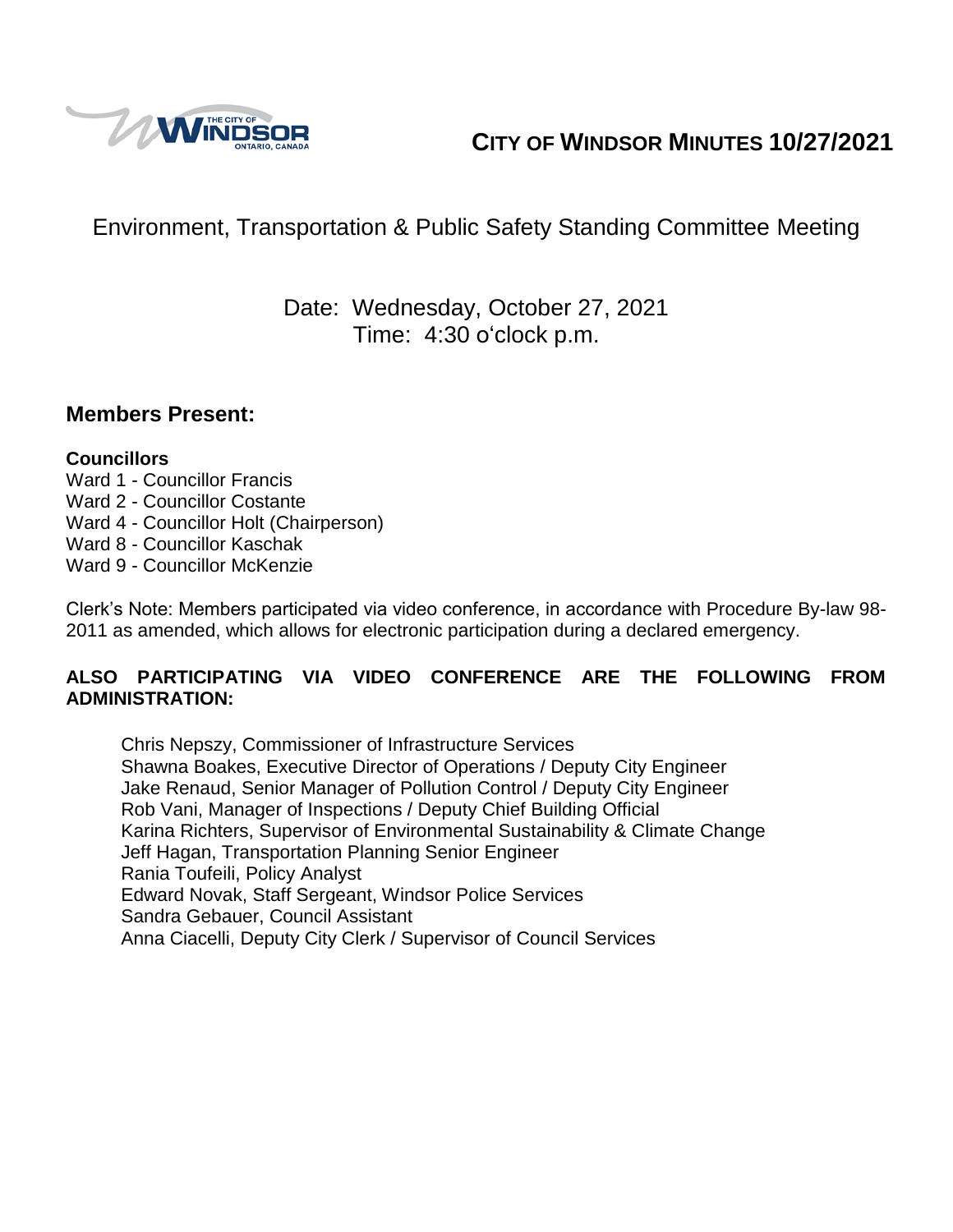# CITY OF WINDSOR MINUTES 10/27/2021

## Environment, Transportation & Public Safety Standing Committee Meeting

Date: Wednesday, October 27, 2021
Time: 4:30 o'clock p.m.

## Members Present:

**Councillors**
Ward 1 - Councillor Francis
Ward 2 - Councillor Costante
Ward 4 - Councillor Holt (Chairperson)
Ward 8 - Councillor Kaschak
Ward 9 - Councillor McKenzie

Clerk's Note: Members participated via video conference, in accordance with Procedure By-law 98-2011 as amended, which allows for electronic participation during a declared emergency.

**ALSO PARTICIPATING VIA VIDEO CONFERENCE ARE THE FOLLOWING FROM ADMINISTRATION:**

Chris Nepszy, Commissioner of Infrastructure Services
Shawna Boakes, Executive Director of Operations / Deputy City Engineer
Jake Renaud, Senior Manager of Pollution Control / Deputy City Engineer
Rob Vani, Manager of Inspections / Deputy Chief Building Official
Karina Richters, Supervisor of Environmental Sustainability & Climate Change
Jeff Hagan, Transportation Planning Senior Engineer
Rania Toufeili, Policy Analyst
Edward Novak, Staff Sergeant, Windsor Police Services
Sandra Gebauer, Council Assistant
Anna Ciacelli, Deputy City Clerk / Supervisor of Council Services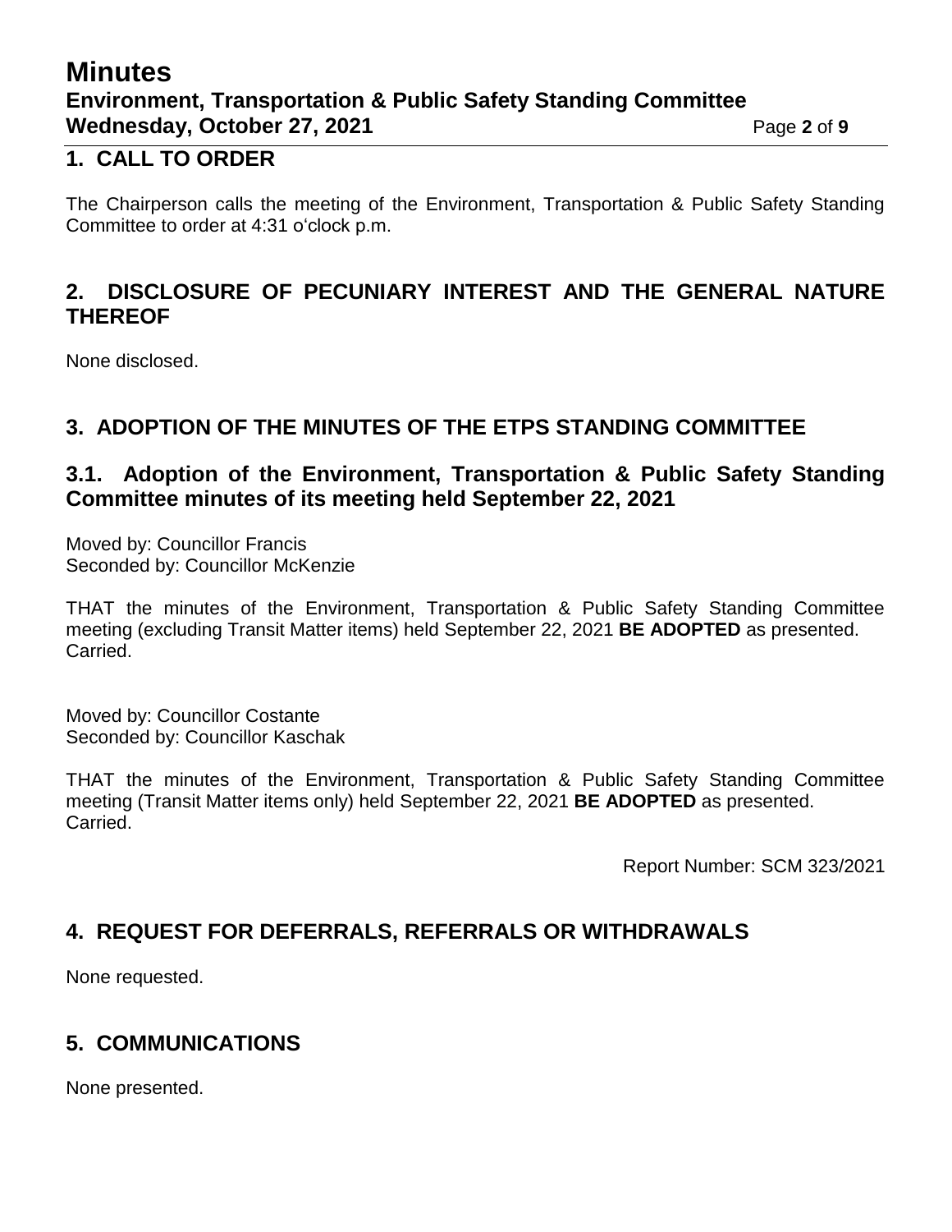## 1. CALL TO ORDER

The Chairperson calls the meeting of the Environment, Transportation & Public Safety Standing Committee to order at 4:31 o'clock p.m.

## 2. DISCLOSURE OF PECUNIARY INTEREST AND THE GENERAL NATURE THEREOF

None disclosed.

## 3. ADOPTION OF THE MINUTES OF THE ETPS STANDING COMMITTEE

### 3.1. Adoption of the Environment, Transportation & Public Safety Standing Committee minutes of its meeting held September 22, 2021

Moved by: Councillor Francis
Seconded by: Councillor McKenzie

THAT the minutes of the Environment, Transportation & Public Safety Standing Committee meeting (excluding Transit Matter items) held September 22, 2021 **BE ADOPTED** as presented.
Carried.

Moved by: Councillor Costante
Seconded by: Councillor Kaschak

THAT the minutes of the Environment, Transportation & Public Safety Standing Committee meeting (Transit Matter items only) held September 22, 2021 **BE ADOPTED** as presented.
Carried.

Report Number: SCM 323/2021

## 4. REQUEST FOR DEFERRALS, REFERRALS OR WITHDRAWALS

None requested.

## 5. COMMUNICATIONS

None presented.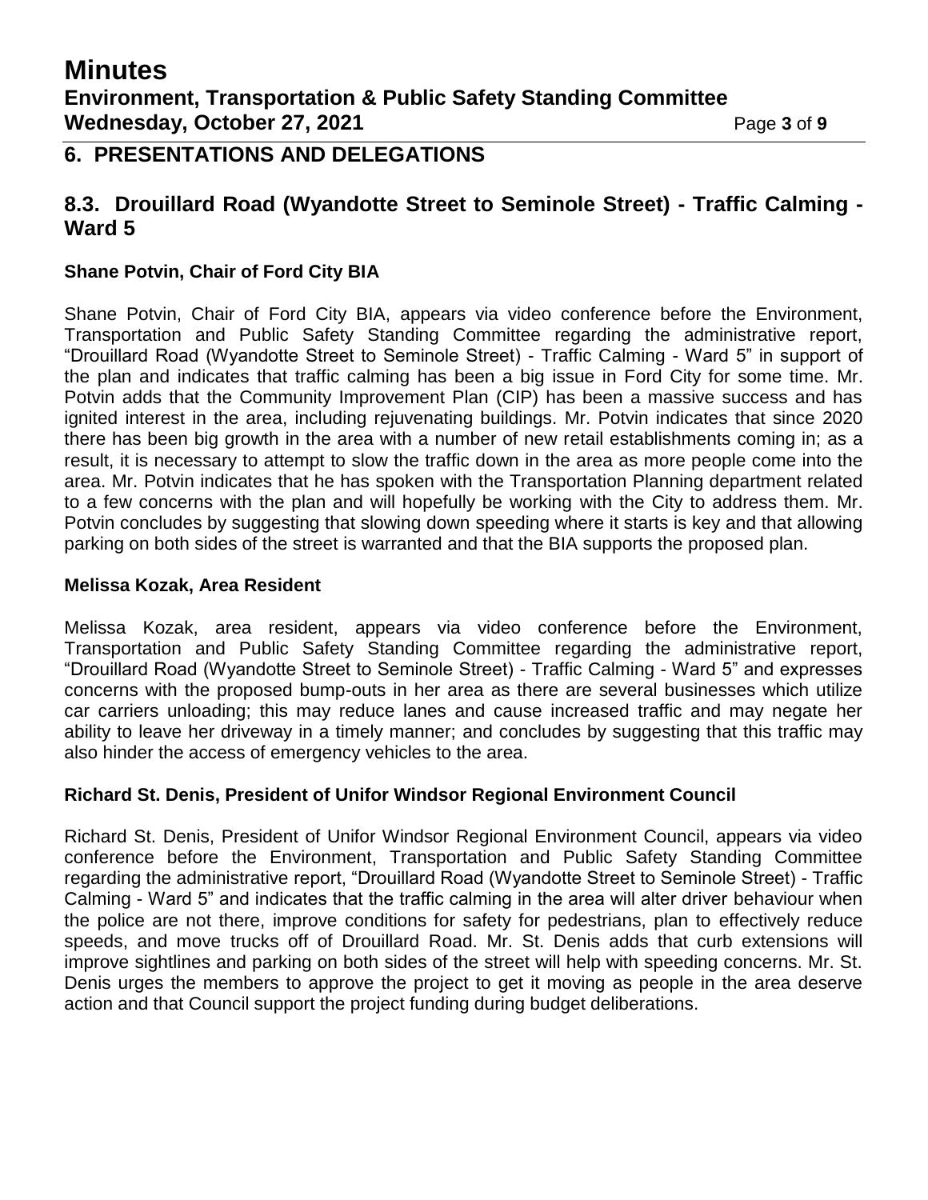## 6. PRESENTATIONS AND DELEGATIONS

## 8.3. Drouillard Road (Wyandotte Street to Seminole Street) - Traffic Calming - Ward 5

### Shane Potvin, Chair of Ford City BIA

Shane Potvin, Chair of Ford City BIA, appears via video conference before the Environment, Transportation and Public Safety Standing Committee regarding the administrative report, "Drouillard Road (Wyandotte Street to Seminole Street) - Traffic Calming - Ward 5" in support of the plan and indicates that traffic calming has been a big issue in Ford City for some time. Mr. Potvin adds that the Community Improvement Plan (CIP) has been a massive success and has ignited interest in the area, including rejuvenating buildings. Mr. Potvin indicates that since 2020 there has been big growth in the area with a number of new retail establishments coming in; as a result, it is necessary to attempt to slow the traffic down in the area as more people come into the area. Mr. Potvin indicates that he has spoken with the Transportation Planning department related to a few concerns with the plan and will hopefully be working with the City to address them. Mr. Potvin concludes by suggesting that slowing down speeding where it starts is key and that allowing parking on both sides of the street is warranted and that the BIA supports the proposed plan.

### Melissa Kozak, Area Resident

Melissa Kozak, area resident, appears via video conference before the Environment, Transportation and Public Safety Standing Committee regarding the administrative report, "Drouillard Road (Wyandotte Street to Seminole Street) - Traffic Calming - Ward 5" and expresses concerns with the proposed bump-outs in her area as there are several businesses which utilize car carriers unloading; this may reduce lanes and cause increased traffic and may negate her ability to leave her driveway in a timely manner; and concludes by suggesting that this traffic may also hinder the access of emergency vehicles to the area.

### Richard St. Denis, President of Unifor Windsor Regional Environment Council

Richard St. Denis, President of Unifor Windsor Regional Environment Council, appears via video conference before the Environment, Transportation and Public Safety Standing Committee regarding the administrative report, "Drouillard Road (Wyandotte Street to Seminole Street) - Traffic Calming - Ward 5" and indicates that the traffic calming in the area will alter driver behaviour when the police are not there, improve conditions for safety for pedestrians, plan to effectively reduce speeds, and move trucks off of Drouillard Road. Mr. St. Denis adds that curb extensions will improve sightlines and parking on both sides of the street will help with speeding concerns. Mr. St. Denis urges the members to approve the project to get it moving as people in the area deserve action and that Council support the project funding during budget deliberations.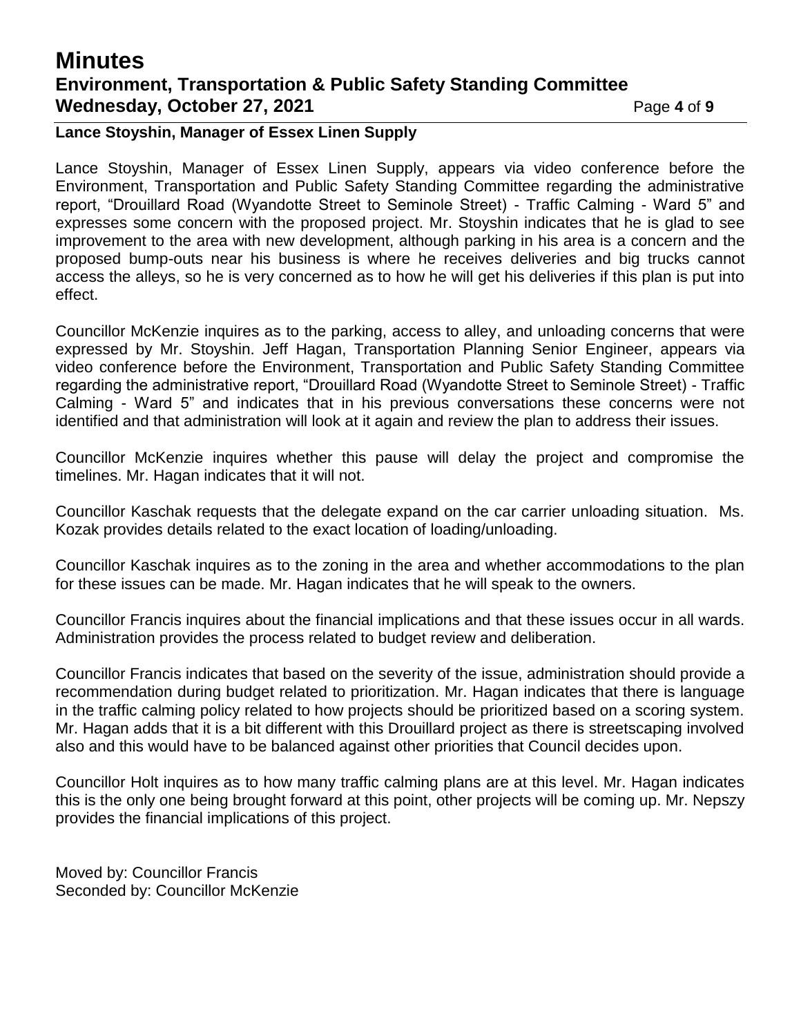**Lance Stoyshin, Manager of Essex Linen Supply**

Lance Stoyshin, Manager of Essex Linen Supply, appears via video conference before the Environment, Transportation and Public Safety Standing Committee regarding the administrative report, "Drouillard Road (Wyandotte Street to Seminole Street) - Traffic Calming - Ward 5" and expresses some concern with the proposed project. Mr. Stoyshin indicates that he is glad to see improvement to the area with new development, although parking in his area is a concern and the proposed bump-outs near his business is where he receives deliveries and big trucks cannot access the alleys, so he is very concerned as to how he will get his deliveries if this plan is put into effect.

Councillor McKenzie inquires as to the parking, access to alley, and unloading concerns that were expressed by Mr. Stoyshin. Jeff Hagan, Transportation Planning Senior Engineer, appears via video conference before the Environment, Transportation and Public Safety Standing Committee regarding the administrative report, "Drouillard Road (Wyandotte Street to Seminole Street) - Traffic Calming - Ward 5" and indicates that in his previous conversations these concerns were not identified and that administration will look at it again and review the plan to address their issues.

Councillor McKenzie inquires whether this pause will delay the project and compromise the timelines. Mr. Hagan indicates that it will not.

Councillor Kaschak requests that the delegate expand on the car carrier unloading situation. Ms. Kozak provides details related to the exact location of loading/unloading.

Councillor Kaschak inquires as to the zoning in the area and whether accommodations to the plan for these issues can be made. Mr. Hagan indicates that he will speak to the owners.

Councillor Francis inquires about the financial implications and that these issues occur in all wards. Administration provides the process related to budget review and deliberation.

Councillor Francis indicates that based on the severity of the issue, administration should provide a recommendation during budget related to prioritization. Mr. Hagan indicates that there is language in the traffic calming policy related to how projects should be prioritized based on a scoring system. Mr. Hagan adds that it is a bit different with this Drouillard project as there is streetscaping involved also and this would have to be balanced against other priorities that Council decides upon.

Councillor Holt inquires as to how many traffic calming plans are at this level. Mr. Hagan indicates this is the only one being brought forward at this point, other projects will be coming up. Mr. Nepszy provides the financial implications of this project.

Moved by: Councillor Francis
Seconded by: Councillor McKenzie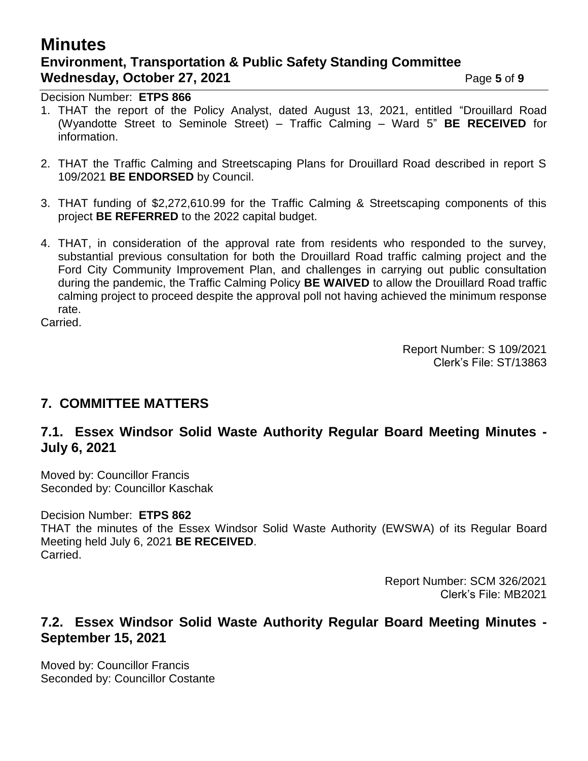Decision Number: **ETPS 866**

1. THAT the report of the Policy Analyst, dated August 13, 2021, entitled "Drouillard Road (Wyandotte Street to Seminole Street) – Traffic Calming – Ward 5" **BE RECEIVED** for information.

2. THAT the Traffic Calming and Streetscaping Plans for Drouillard Road described in report S 109/2021 **BE ENDORSED** by Council.

3. THAT funding of $2,272,610.99 for the Traffic Calming & Streetscaping components of this project **BE REFERRED** to the 2022 capital budget.

4. THAT, in consideration of the approval rate from residents who responded to the survey, substantial previous consultation for both the Drouillard Road traffic calming project and the Ford City Community Improvement Plan, and challenges in carrying out public consultation during the pandemic, the Traffic Calming Policy **BE WAIVED** to allow the Drouillard Road traffic calming project to proceed despite the approval poll not having achieved the minimum response rate.

Carried.

Report Number: S 109/2021
Clerk's File: ST/13863

## 7. COMMITTEE MATTERS

### 7.1. Essex Windsor Solid Waste Authority Regular Board Meeting Minutes - July 6, 2021

Moved by: Councillor Francis
Seconded by: Councillor Kaschak

Decision Number: **ETPS 862**
THAT the minutes of the Essex Windsor Solid Waste Authority (EWSWA) of its Regular Board Meeting held July 6, 2021 **BE RECEIVED**.
Carried.

Report Number: SCM 326/2021
Clerk's File: MB2021

### 7.2. Essex Windsor Solid Waste Authority Regular Board Meeting Minutes - September 15, 2021

Moved by: Councillor Francis
Seconded by: Councillor Costante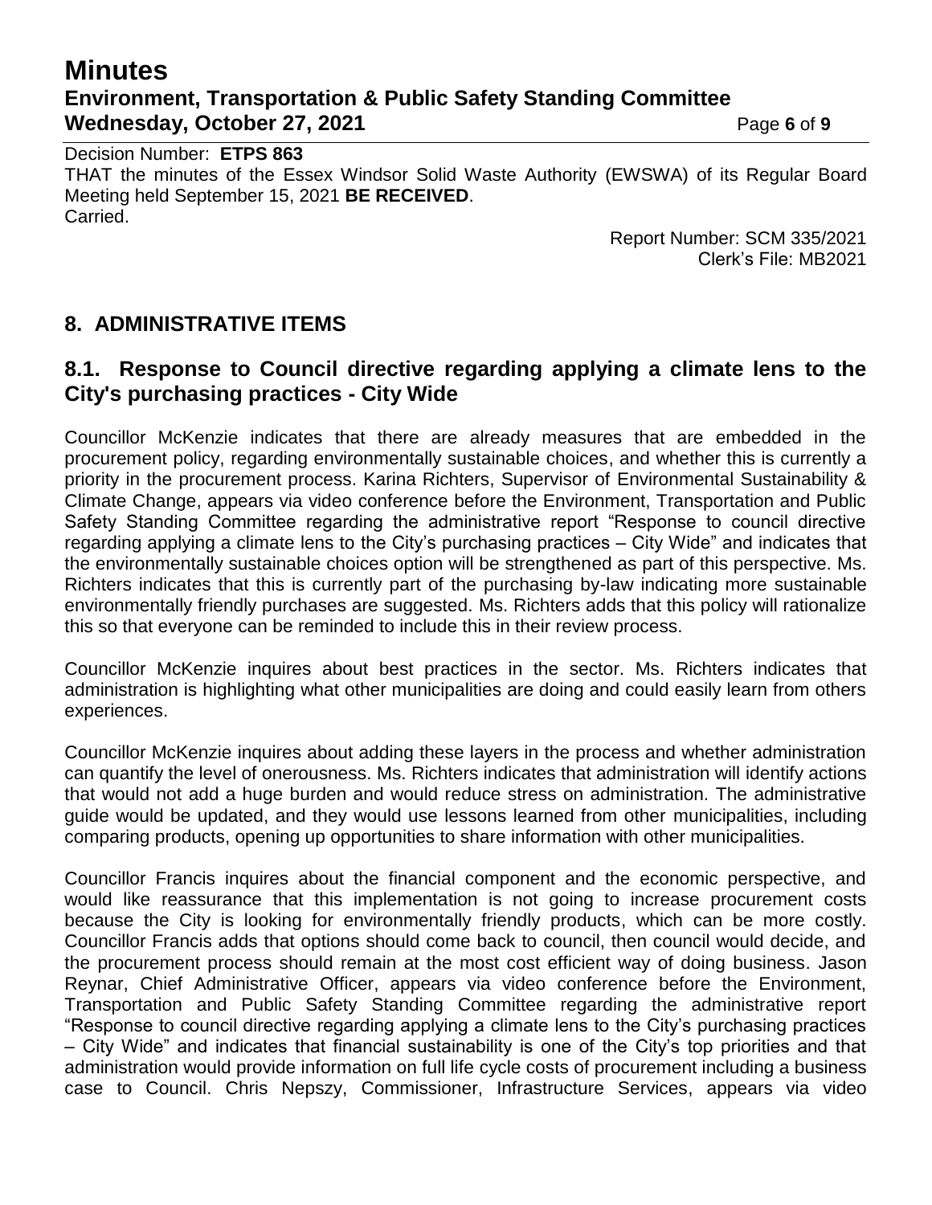Decision Number: **ETPS 863**

THAT the minutes of the Essex Windsor Solid Waste Authority (EWSWA) of its Regular Board Meeting held September 15, 2021 **BE RECEIVED**.

Carried.

Report Number: SCM 335/2021
Clerk's File: MB2021

## 8. ADMINISTRATIVE ITEMS

### 8.1. Response to Council directive regarding applying a climate lens to the City's purchasing practices - City Wide

Councillor McKenzie indicates that there are already measures that are embedded in the procurement policy, regarding environmentally sustainable choices, and whether this is currently a priority in the procurement process. Karina Richters, Supervisor of Environmental Sustainability & Climate Change, appears via video conference before the Environment, Transportation and Public Safety Standing Committee regarding the administrative report "Response to council directive regarding applying a climate lens to the City's purchasing practices – City Wide" and indicates that the environmentally sustainable choices option will be strengthened as part of this perspective. Ms. Richters indicates that this is currently part of the purchasing by-law indicating more sustainable environmentally friendly purchases are suggested. Ms. Richters adds that this policy will rationalize this so that everyone can be reminded to include this in their review process.

Councillor McKenzie inquires about best practices in the sector. Ms. Richters indicates that administration is highlighting what other municipalities are doing and could easily learn from others experiences.

Councillor McKenzie inquires about adding these layers in the process and whether administration can quantify the level of onerousness. Ms. Richters indicates that administration will identify actions that would not add a huge burden and would reduce stress on administration. The administrative guide would be updated, and they would use lessons learned from other municipalities, including comparing products, opening up opportunities to share information with other municipalities.

Councillor Francis inquires about the financial component and the economic perspective, and would like reassurance that this implementation is not going to increase procurement costs because the City is looking for environmentally friendly products, which can be more costly. Councillor Francis adds that options should come back to council, then council would decide, and the procurement process should remain at the most cost efficient way of doing business. Jason Reynar, Chief Administrative Officer, appears via video conference before the Environment, Transportation and Public Safety Standing Committee regarding the administrative report "Response to council directive regarding applying a climate lens to the City's purchasing practices – City Wide" and indicates that financial sustainability is one of the City's top priorities and that administration would provide information on full life cycle costs of procurement including a business case to Council. Chris Nepszy, Commissioner, Infrastructure Services, appears via video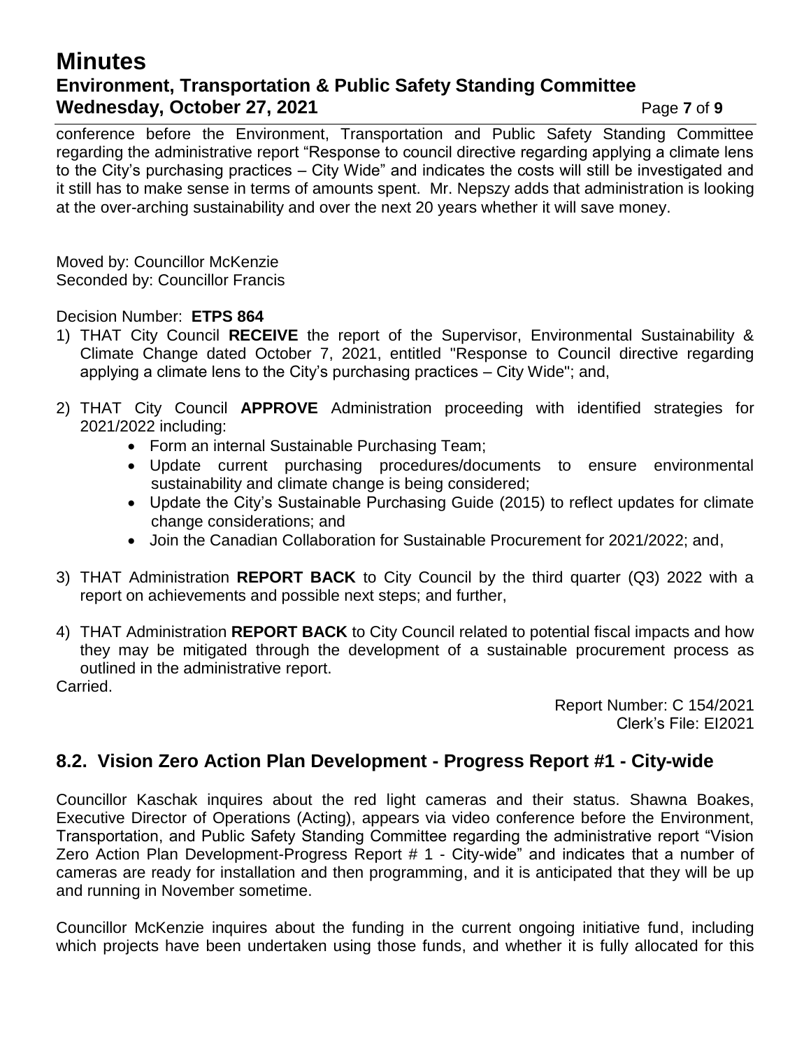conference before the Environment, Transportation and Public Safety Standing Committee regarding the administrative report "Response to council directive regarding applying a climate lens to the City's purchasing practices – City Wide" and indicates the costs will still be investigated and it still has to make sense in terms of amounts spent. Mr. Nepszy adds that administration is looking at the over-arching sustainability and over the next 20 years whether it will save money.

Moved by: Councillor McKenzie
Seconded by: Councillor Francis

Decision Number: **ETPS 864**

1) THAT City Council **RECEIVE** the report of the Supervisor, Environmental Sustainability & Climate Change dated October 7, 2021, entitled "Response to Council directive regarding applying a climate lens to the City's purchasing practices – City Wide"; and,

2) THAT City Council **APPROVE** Administration proceeding with identified strategies for 2021/2022 including:
   - Form an internal Sustainable Purchasing Team;
   - Update current purchasing procedures/documents to ensure environmental sustainability and climate change is being considered;
   - Update the City's Sustainable Purchasing Guide (2015) to reflect updates for climate change considerations; and
   - Join the Canadian Collaboration for Sustainable Procurement for 2021/2022; and,

3) THAT Administration **REPORT BACK** to City Council by the third quarter (Q3) 2022 with a report on achievements and possible next steps; and further,

4) THAT Administration **REPORT BACK** to City Council related to potential fiscal impacts and how they may be mitigated through the development of a sustainable procurement process as outlined in the administrative report.

Carried.

Report Number: C 154/2021
Clerk's File: EI2021

## 8.2. Vision Zero Action Plan Development - Progress Report #1 - City-wide

Councillor Kaschak inquires about the red light cameras and their status. Shawna Boakes, Executive Director of Operations (Acting), appears via video conference before the Environment, Transportation, and Public Safety Standing Committee regarding the administrative report "Vision Zero Action Plan Development-Progress Report # 1 - City-wide" and indicates that a number of cameras are ready for installation and then programming, and it is anticipated that they will be up and running in November sometime.

Councillor McKenzie inquires about the funding in the current ongoing initiative fund, including which projects have been undertaken using those funds, and whether it is fully allocated for this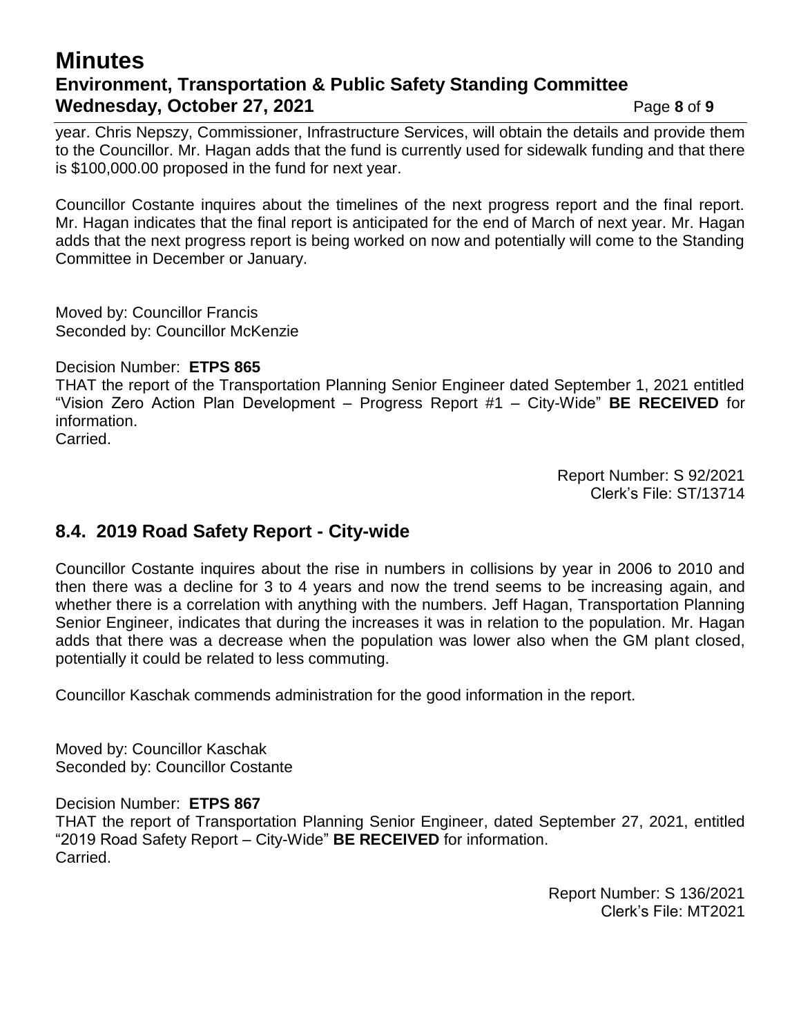year. Chris Nepszy, Commissioner, Infrastructure Services, will obtain the details and provide them to the Councillor. Mr. Hagan adds that the fund is currently used for sidewalk funding and that there is $100,000.00 proposed in the fund for next year.

Councillor Costante inquires about the timelines of the next progress report and the final report. Mr. Hagan indicates that the final report is anticipated for the end of March of next year. Mr. Hagan adds that the next progress report is being worked on now and potentially will come to the Standing Committee in December or January.

Moved by: Councillor Francis
Seconded by: Councillor McKenzie

Decision Number: **ETPS 865**
THAT the report of the Transportation Planning Senior Engineer dated September 1, 2021 entitled "Vision Zero Action Plan Development – Progress Report #1 – City-Wide" **BE RECEIVED** for information.
Carried.

Report Number: S 92/2021
Clerk's File: ST/13714

## 8.4. 2019 Road Safety Report - City-wide

Councillor Costante inquires about the rise in numbers in collisions by year in 2006 to 2010 and then there was a decline for 3 to 4 years and now the trend seems to be increasing again, and whether there is a correlation with anything with the numbers. Jeff Hagan, Transportation Planning Senior Engineer, indicates that during the increases it was in relation to the population. Mr. Hagan adds that there was a decrease when the population was lower also when the GM plant closed, potentially it could be related to less commuting.

Councillor Kaschak commends administration for the good information in the report.

Moved by: Councillor Kaschak
Seconded by: Councillor Costante

Decision Number: **ETPS 867**
THAT the report of Transportation Planning Senior Engineer, dated September 27, 2021, entitled "2019 Road Safety Report – City-Wide" **BE RECEIVED** for information.
Carried.

Report Number: S 136/2021
Clerk's File: MT2021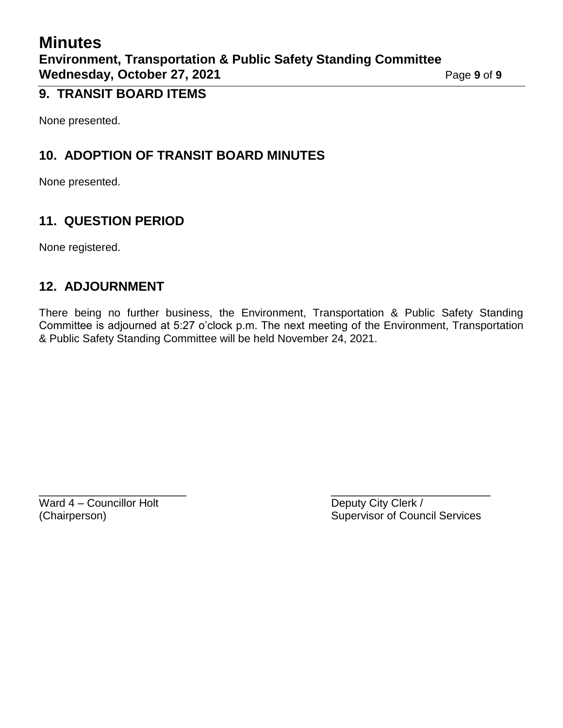## 9. TRANSIT BOARD ITEMS

None presented.

## 10. ADOPTION OF TRANSIT BOARD MINUTES

None presented.

## 11. QUESTION PERIOD

None registered.

## 12. ADJOURNMENT

There being no further business, the Environment, Transportation & Public Safety Standing Committee is adjourned at 5:27 o'clock p.m. The next meeting of the Environment, Transportation & Public Safety Standing Committee will be held November 24, 2021.

\_\_\_\_\_\_\_\_\_\_\_\_\_\_\_\_\_\_\_\_\_\_\_\_\_
Ward 4 – Councillor Holt
(Chairperson)

\_\_\_\_\_\_\_\_\_\_\_\_\_\_\_\_\_\_\_\_\_\_\_\_\_
Deputy City Clerk /
Supervisor of Council Services